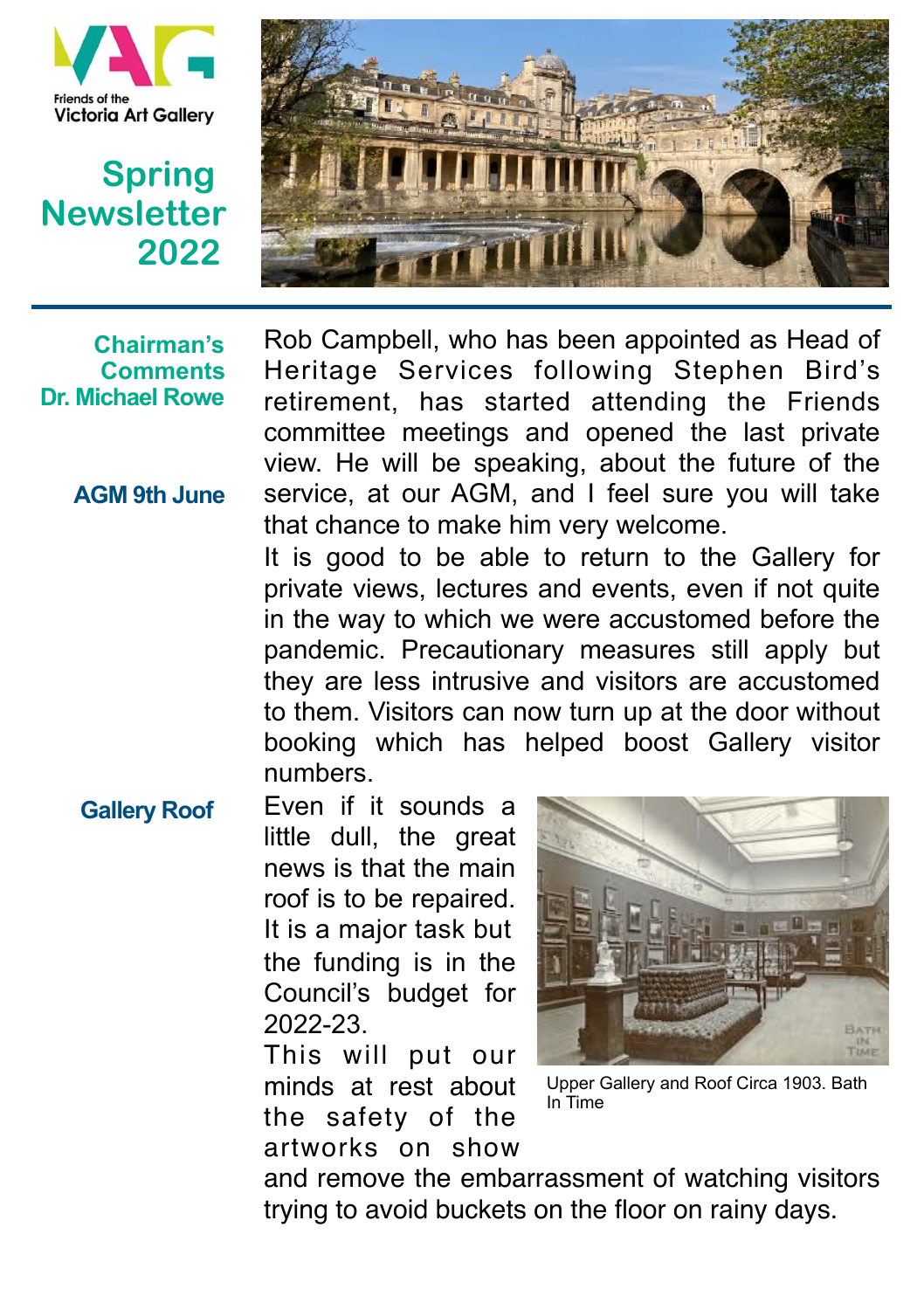Friends of the Victoria Art Gallery

# Spring Newsletter 2022

## Chairman's Comments Dr. Michael Rowe

### AGM 9th June

Rob Campbell, who has been appointed as Head of Heritage Services following Stephen Bird's retirement, has started attending the Friends committee meetings and opened the last private view. He will be speaking, about the future of the service, at our AGM, and I feel sure you will take that chance to make him very welcome.

It is good to be able to return to the Gallery for private views, lectures and events, even if not quite in the way to which we were accustomed before the pandemic. Precautionary measures still apply but they are less intrusive and visitors are accustomed to them. Visitors can now turn up at the door without booking which has helped boost Gallery visitor numbers.

### Gallery Roof

Even if it sounds a little dull, the great news is that the main roof is to be repaired. It is a major task but the funding is in the Council's budget for 2022-23.

This will put our minds at rest about the safety of the artworks on show and remove the embarrassment of watching visitors trying to avoid buckets on the floor on rainy days.

Upper Gallery and Roof Circa 1903. Bath In Time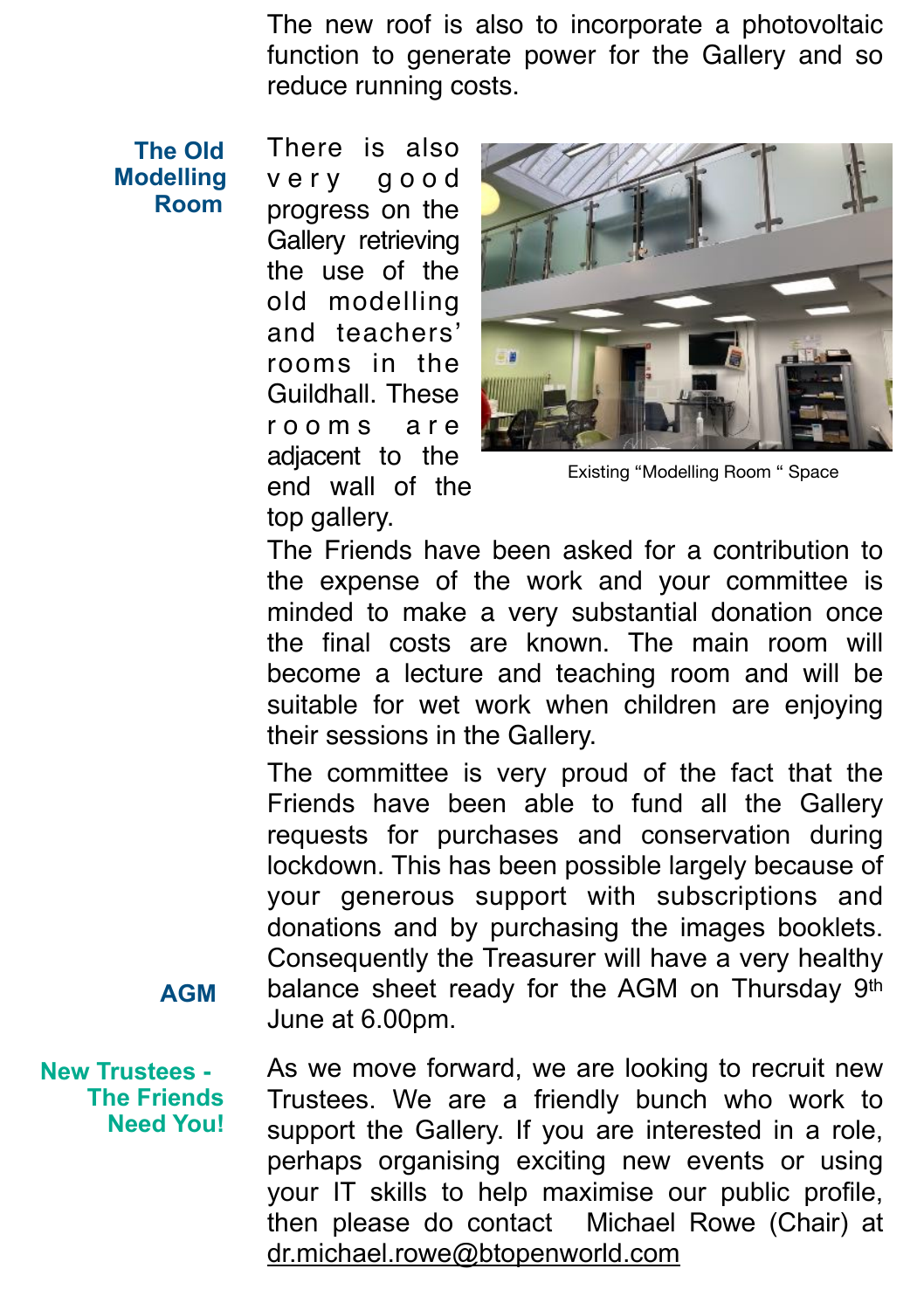The new roof is also to incorporate a photovoltaic function to generate power for the Gallery and so reduce running costs.

### The Old Modelling Room

There is also very good progress on the Gallery retrieving the use of the old modelling and teachers' rooms in the Guildhall. These rooms are adjacent to the end wall of the top gallery.

Existing "Modelling Room " Space

The Friends have been asked for a contribution to the expense of the work and your committee is minded to make a very substantial donation once the final costs are known. The main room will become a lecture and teaching room and will be suitable for wet work when children are enjoying their sessions in the Gallery.

### AGM

The committee is very proud of the fact that the Friends have been able to fund all the Gallery requests for purchases and conservation during lockdown. This has been possible largely because of your generous support with subscriptions and donations and by purchasing the images booklets. Consequently the Treasurer will have a very healthy balance sheet ready for the AGM on Thursday 9th June at 6.00pm.

### New Trustees - The Friends Need You!

As we move forward, we are looking to recruit new Trustees. We are a friendly bunch who work to support the Gallery. If you are interested in a role, perhaps organising exciting new events or using your IT skills to help maximise our public profile, then please do contact Michael Rowe (Chair) at dr.michael.rowe@btopenworld.com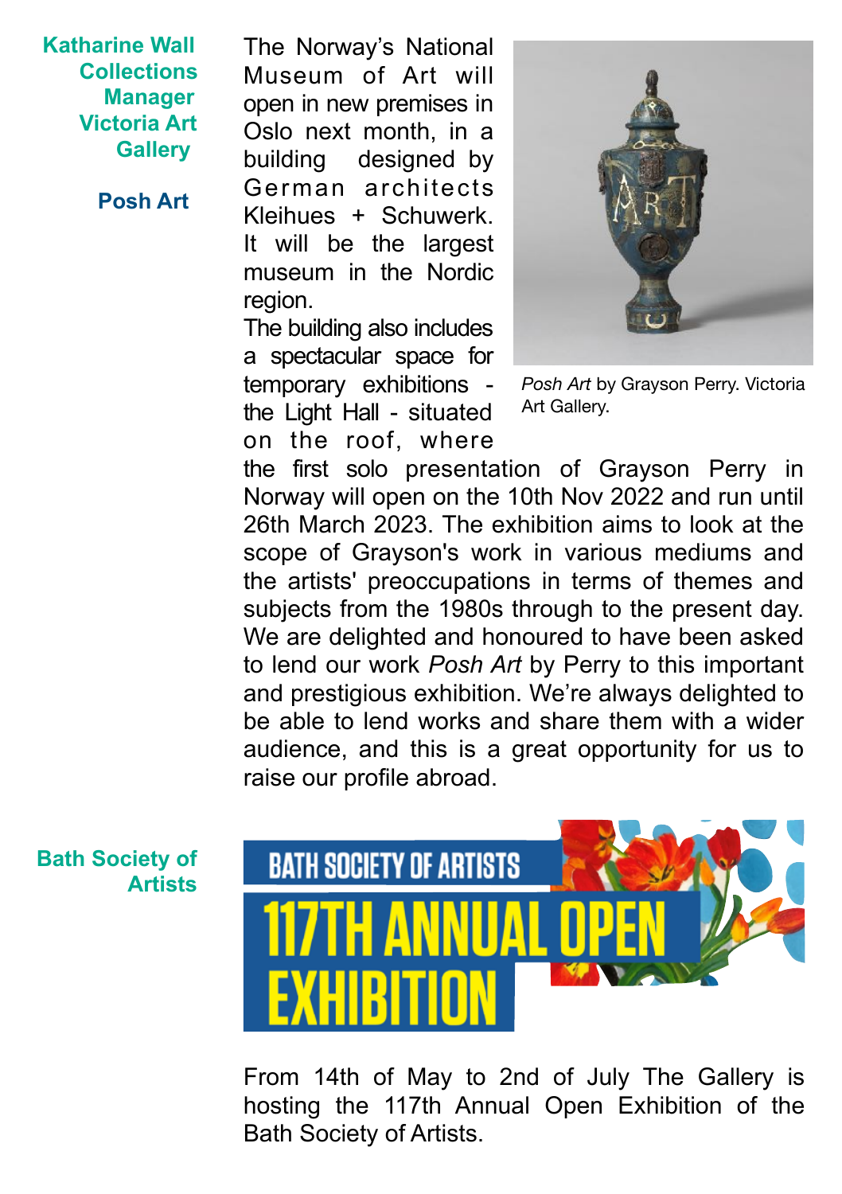**Katharine Wall**
**Collections Manager**
**Victoria Art Gallery**

## Posh Art

The Norway's National Museum of Art will open in new premises in Oslo next month, in a building designed by German architects Kleihues + Schuwerk. It will be the largest museum in the Nordic region.

*Posh Art* by Grayson Perry. Victoria Art Gallery.

The building also includes a spectacular space for temporary exhibitions - the Light Hall - situated on the roof, where the first solo presentation of Grayson Perry in Norway will open on the 10th Nov 2022 and run until 26th March 2023. The exhibition aims to look at the scope of Grayson's work in various mediums and the artists' preoccupations in terms of themes and subjects from the 1980s through to the present day. We are delighted and honoured to have been asked to lend our work *Posh Art* by Perry to this important and prestigious exhibition. We're always delighted to be able to lend works and share them with a wider audience, and this is a great opportunity for us to raise our profile abroad.

## Bath Society of Artists

BATH SOCIETY OF ARTISTS
117TH ANNUAL OPEN EXHIBITION

From 14th of May to 2nd of July The Gallery is hosting the 117th Annual Open Exhibition of the Bath Society of Artists.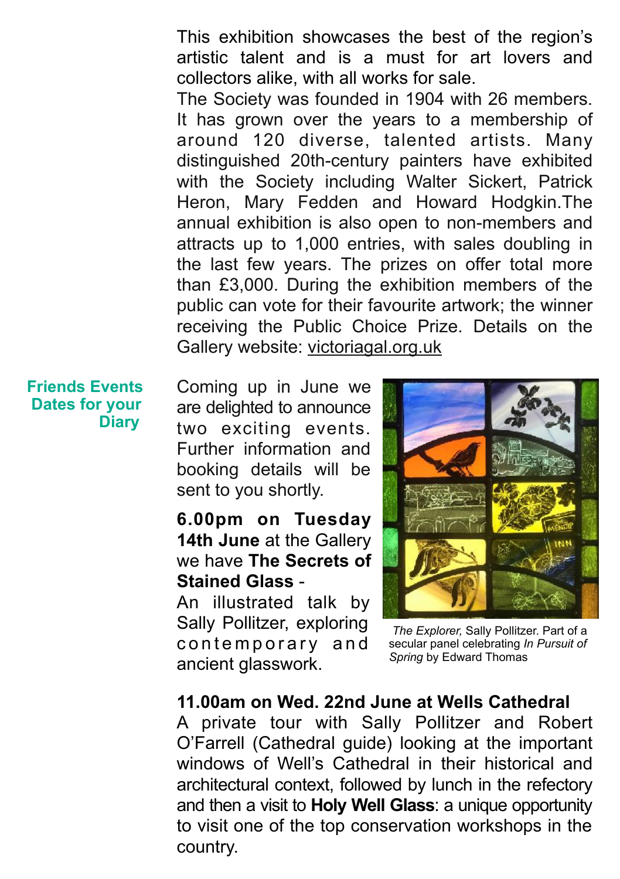This exhibition showcases the best of the region's artistic talent and is a must for art lovers and collectors alike, with all works for sale.

The Society was founded in 1904 with 26 members. It has grown over the years to a membership of around 120 diverse, talented artists. Many distinguished 20th-century painters have exhibited with the Society including Walter Sickert, Patrick Heron, Mary Fedden and Howard Hodgkin.The annual exhibition is also open to non-members and attracts up to 1,000 entries, with sales doubling in the last few years. The prizes on offer total more than £3,000. During the exhibition members of the public can vote for their favourite artwork; the winner receiving the Public Choice Prize. Details on the Gallery website: victoriagal.org.uk

## Friends Events Dates for your Diary

Coming up in June we are delighted to announce two exciting events. Further information and booking details will be sent to you shortly.

**6.00pm on Tuesday 14th June** at the Gallery we have **The Secrets of Stained Glass** - An illustrated talk by Sally Pollitzer, exploring contemporary and ancient glasswork.

*The Explorer,* Sally Pollitzer. Part of a secular panel celebrating *In Pursuit of Spring* by Edward Thomas

**11.00am on Wed. 22nd June at Wells Cathedral**

A private tour with Sally Pollitzer and Robert O'Farrell (Cathedral guide) looking at the important windows of Well's Cathedral in their historical and architectural context, followed by lunch in the refectory and then a visit to **Holy Well Glass**: a unique opportunity to visit one of the top conservation workshops in the country.